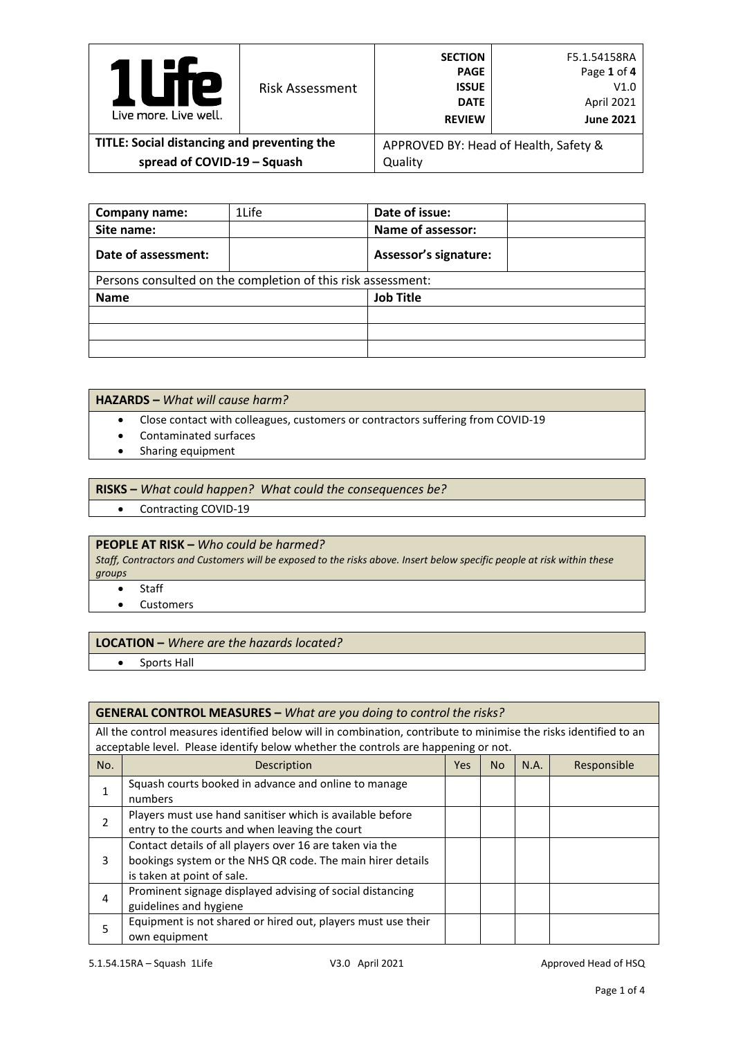| 1Life<br>Live more. Live well. | Risk Assessment | SECTION<br>PAGE<br>ISSUE<br>DATE<br>REVIEW | F5.1.54158RA<br>Page **1** of **4**<br>V1.0<br>April 2021<br>**June 2021** |
|---|---|---|---|
| **TITLE: Social distancing and preventing the spread of COVID-19 – Squash** | | APPROVED BY: Head of Health, Safety & Quality | |

| **Company name:** | 1Life | **Date of issue:** | |
|---|---|---|---|
| **Site name:** | | **Name of assessor:** | |
| **Date of assessment:** | | **Assessor's signature:** | |
| Persons consulted on the completion of this risk assessment: | | | |
| **Name** | | **Job Title** | |
| | | | |
| | | | |
| | | | |

**HAZARDS –** *What will cause harm?*

- Close contact with colleagues, customers or contractors suffering from COVID-19
- Contaminated surfaces
- Sharing equipment

**RISKS –** *What could happen? What could the consequences be?*

- Contracting COVID-19

**PEOPLE AT RISK –** *Who could be harmed?*

*Staff, Contractors and Customers will be exposed to the risks above. Insert below specific people at risk within these groups*

- Staff
- Customers

**LOCATION –** *Where are the hazards located?*

- Sports Hall

**GENERAL CONTROL MEASURES –** *What are you doing to control the risks?*

All the control measures identified below will in combination, contribute to minimise the risks identified to an acceptable level. Please identify below whether the controls are happening or not.

| No. | Description | Yes | No | N.A. | Responsible |
|---|---|---|---|---|---|
| 1 | Squash courts booked in advance and online to manage numbers | | | | |
| 2 | Players must use hand sanitiser which is available before entry to the courts and when leaving the court | | | | |
| 3 | Contact details of all players over 16 are taken via the bookings system or the NHS QR code. The main hirer details is taken at point of sale. | | | | |
| 4 | Prominent signage displayed advising of social distancing guidelines and hygiene | | | | |
| 5 | Equipment is not shared or hired out, players must use their own equipment | | | | |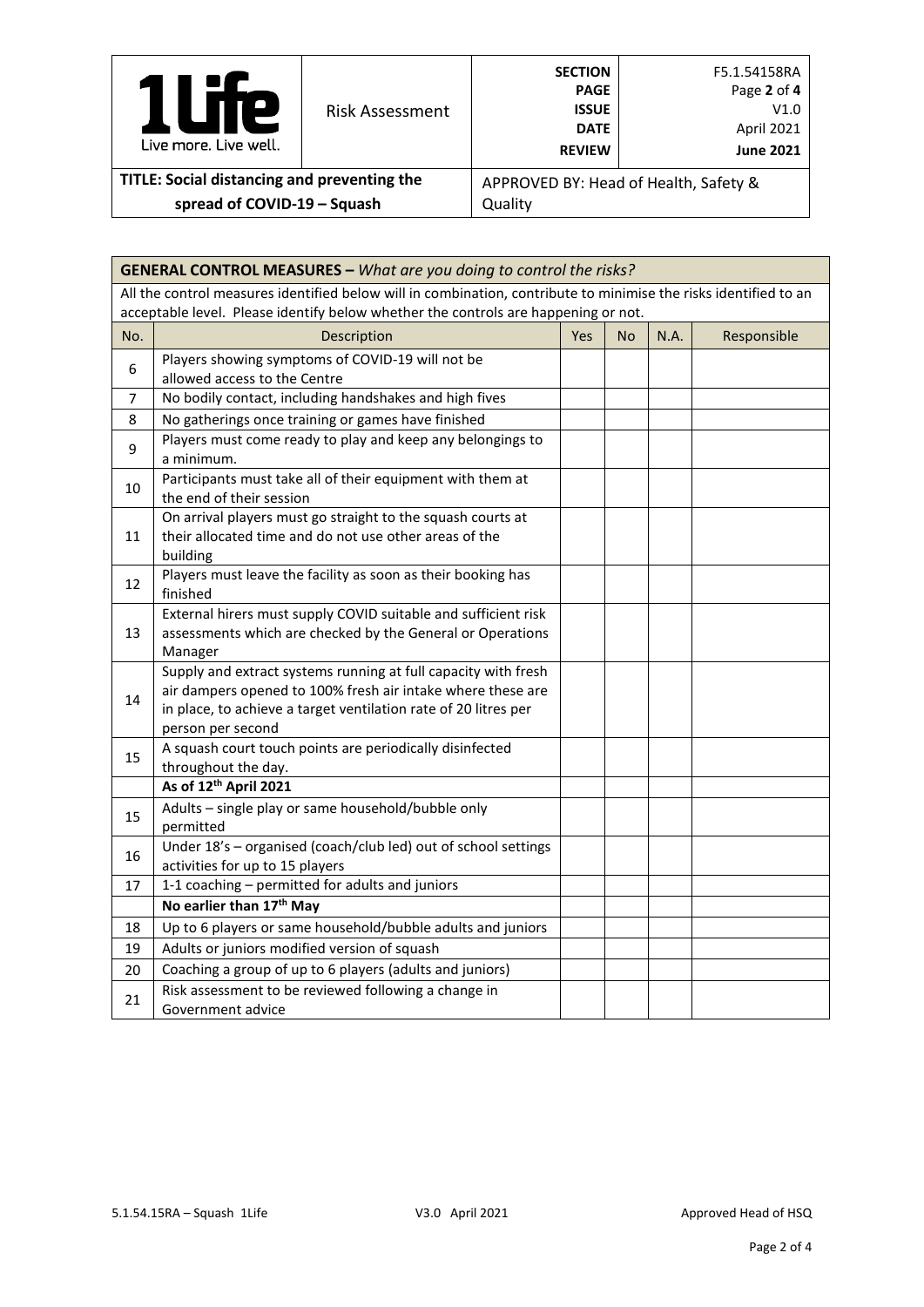| **1Life** Live more. Live well. | Risk Assessment | **SECTION** **PAGE** **ISSUE** **DATE** **REVIEW** | F5.1.54158RA Page **2** of **4** V1.0 April 2021 **June 2021** |
|---|---|---|---|
| **TITLE: Social distancing and preventing the spread of COVID-19 – Squash** | | APPROVED BY: Head of Health, Safety & Quality | |

**GENERAL CONTROL MEASURES –** *What are you doing to control the risks?*

All the control measures identified below will in combination, contribute to minimise the risks identified to an acceptable level. Please identify below whether the controls are happening or not.

| No. | Description | Yes | No | N.A. | Responsible |
|---|---|---|---|---|---|
| 6 | Players showing symptoms of COVID-19 will not be allowed access to the Centre | | | | |
| 7 | No bodily contact, including handshakes and high fives | | | | |
| 8 | No gatherings once training or games have finished | | | | |
| 9 | Players must come ready to play and keep any belongings to a minimum. | | | | |
| 10 | Participants must take all of their equipment with them at the end of their session | | | | |
| 11 | On arrival players must go straight to the squash courts at their allocated time and do not use other areas of the building | | | | |
| 12 | Players must leave the facility as soon as their booking has finished | | | | |
| 13 | External hirers must supply COVID suitable and sufficient risk assessments which are checked by the General or Operations Manager | | | | |
| 14 | Supply and extract systems running at full capacity with fresh air dampers opened to 100% fresh air intake where these are in place, to achieve a target ventilation rate of 20 litres per person per second | | | | |
| 15 | A squash court touch points are periodically disinfected throughout the day. | | | | |
| | **As of 12th April 2021** | | | | |
| 15 | Adults – single play or same household/bubble only permitted | | | | |
| 16 | Under 18's – organised (coach/club led) out of school settings activities for up to 15 players | | | | |
| 17 | 1-1 coaching – permitted for adults and juniors | | | | |
| | **No earlier than 17th May** | | | | |
| 18 | Up to 6 players or same household/bubble adults and juniors | | | | |
| 19 | Adults or juniors modified version of squash | | | | |
| 20 | Coaching a group of up to 6 players (adults and juniors) | | | | |
| 21 | Risk assessment to be reviewed following a change in Government advice | | | | |

5.1.54.15RA – Squash 1Life V3.0 April 2021 Approved Head of HSQ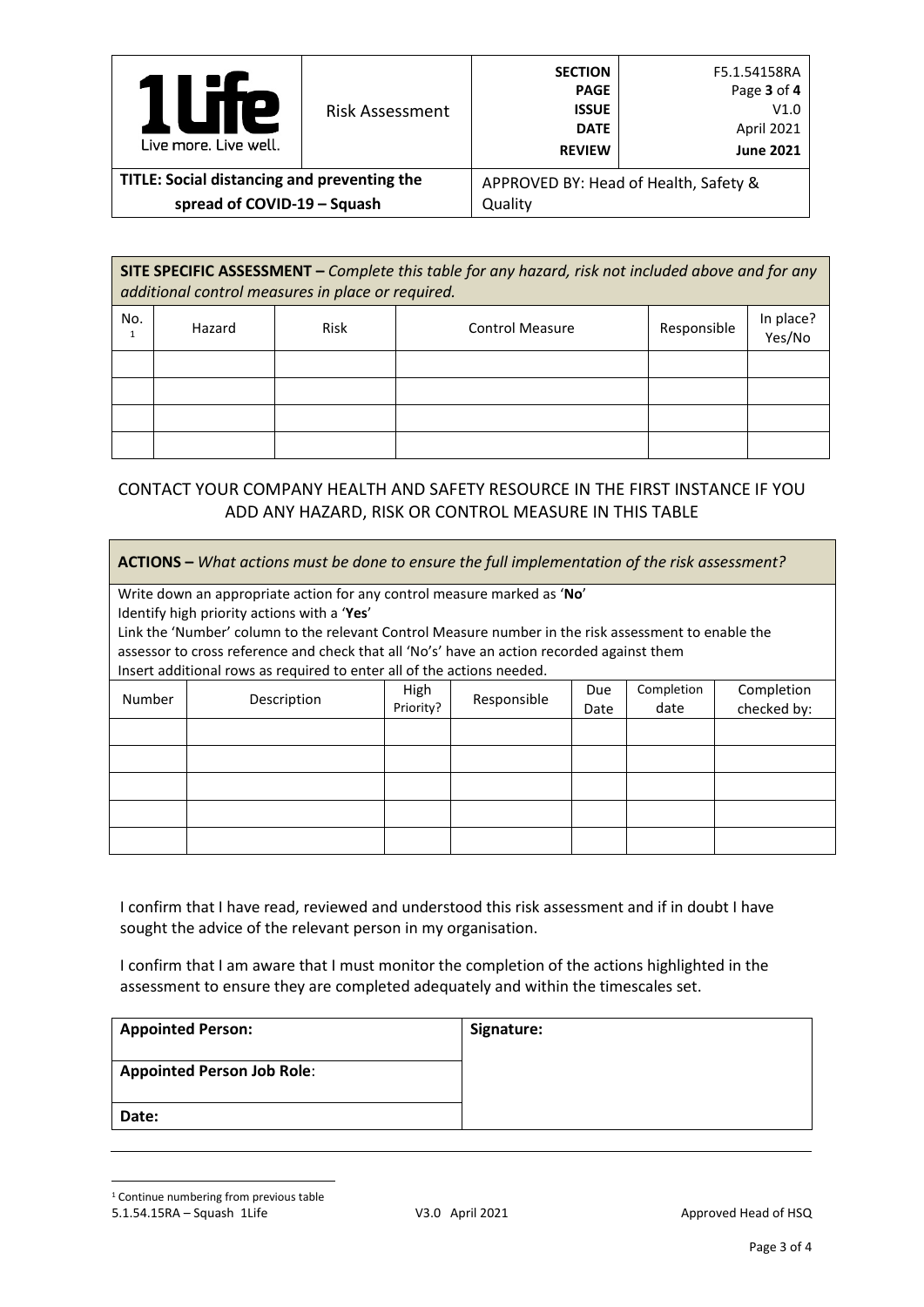**SITE SPECIFIC ASSESSMENT –** *Complete this table for any hazard, risk not included above and for any additional control measures in place or required.*

| No.[1] | Hazard | Risk | Control Measure | Responsible | In place? Yes/No |
|---|---|---|---|---|---|
| | | | | | |
| | | | | | |
| | | | | | |
| | | | | | |

CONTACT YOUR COMPANY HEALTH AND SAFETY RESOURCE IN THE FIRST INSTANCE IF YOU ADD ANY HAZARD, RISK OR CONTROL MEASURE IN THIS TABLE

**ACTIONS –** *What actions must be done to ensure the full implementation of the risk assessment?*

Write down an appropriate action for any control measure marked as '**No**'
Identify high priority actions with a '**Yes**'
Link the 'Number' column to the relevant Control Measure number in the risk assessment to enable the assessor to cross reference and check that all 'No's' have an action recorded against them
Insert additional rows as required to enter all of the actions needed.

| Number | Description | High Priority? | Responsible | Due Date | Completion date | Completion checked by: |
|---|---|---|---|---|---|---|
| | | | | | | |
| | | | | | | |
| | | | | | | |
| | | | | | | |
| | | | | | | |

I confirm that I have read, reviewed and understood this risk assessment and if in doubt I have sought the advice of the relevant person in my organisation.

I confirm that I am aware that I must monitor the completion of the actions highlighted in the assessment to ensure they are completed adequately and within the timescales set.

| **Appointed Person:** | **Signature:** |
|---|---|
| **Appointed Person Job Role**: | |
| **Date:** | |

[1] Continue numbering from previous table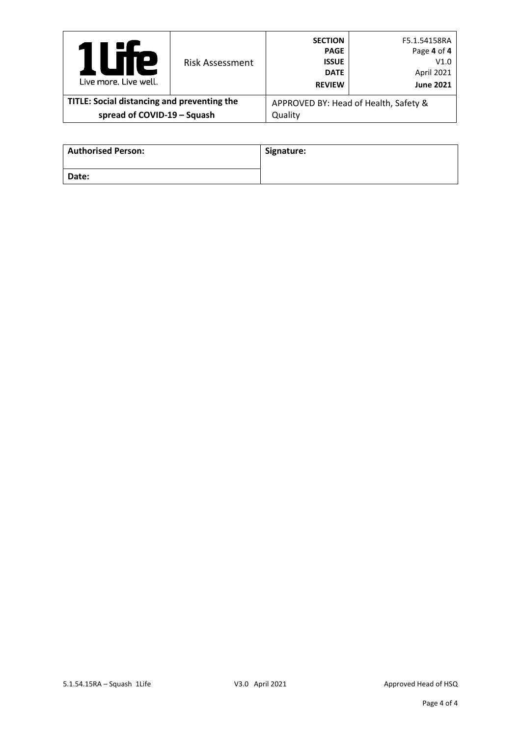| | |
|---|---|
| **Authorised Person:** | **Signature:** |
| **Date:** | |